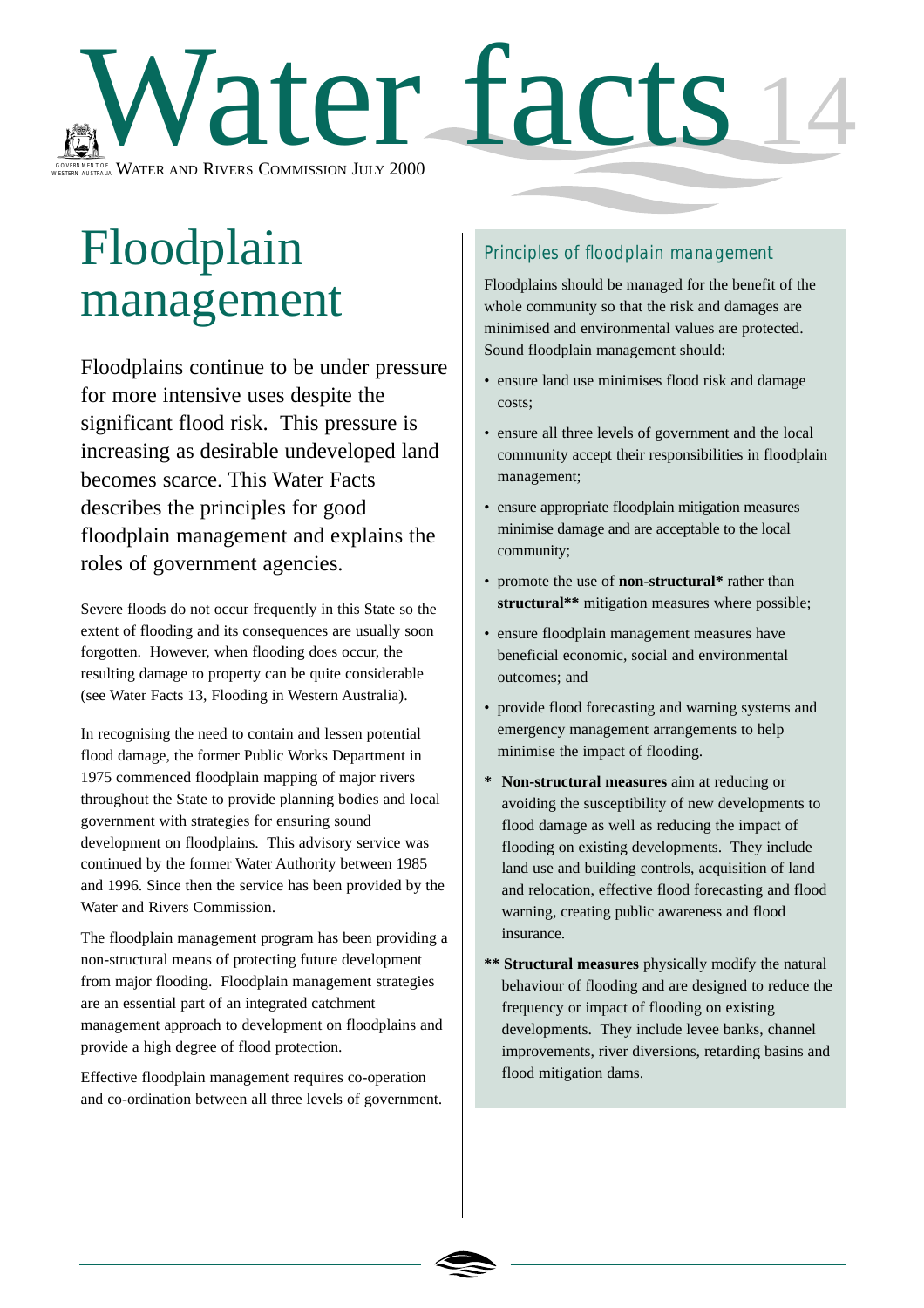# Water facts 14

GOVERNMENT OF WESTERN AUSTRALIA WATER AND RIVERS COMMISSION JULY 2000

## Floodplain management

Floodplains continue to be under pressure for more intensive uses despite the significant flood risk. This pressure is increasing as desirable undeveloped land becomes scarce. This Water Facts describes the principles for good floodplain management and explains the roles of government agencies.

Severe floods do not occur frequently in this State so the extent of flooding and its consequences are usually soon forgotten. However, when flooding does occur, the resulting damage to property can be quite considerable (see Water Facts 13, Flooding in Western Australia).

In recognising the need to contain and lessen potential flood damage, the former Public Works Department in 1975 commenced floodplain mapping of major rivers throughout the State to provide planning bodies and local government with strategies for ensuring sound development on floodplains. This advisory service was continued by the former Water Authority between 1985 and 1996. Since then the service has been provided by the Water and Rivers Commission.

The floodplain management program has been providing a non-structural means of protecting future development from major flooding. Floodplain management strategies are an essential part of an integrated catchment management approach to development on floodplains and provide a high degree of flood protection.

Effective floodplain management requires co-operation and co-ordination between all three levels of government.

### Principles of floodplain management

Floodplains should be managed for the benefit of the whole community so that the risk and damages are minimised and environmental values are protected. Sound floodplain management should:

- ensure land use minimises flood risk and damage costs;
- ensure all three levels of government and the local community accept their responsibilities in floodplain management;
- ensure appropriate floodplain mitigation measures minimise damage and are acceptable to the local community;
- promote the use of **non-structural*** rather than **structural**** mitigation measures where possible;
- ensure floodplain management measures have beneficial economic, social and environmental outcomes; and
- provide flood forecasting and warning systems and emergency management arrangements to help minimise the impact of flooding.

\* **Non-structural measures** aim at reducing or avoiding the susceptibility of new developments to flood damage as well as reducing the impact of flooding on existing developments. They include land use and building controls, acquisition of land and relocation, effective flood forecasting and flood warning, creating public awareness and flood insurance.

\*\* **Structural measures** physically modify the natural behaviour of flooding and are designed to reduce the frequency or impact of flooding on existing developments. They include levee banks, channel improvements, river diversions, retarding basins and flood mitigation dams.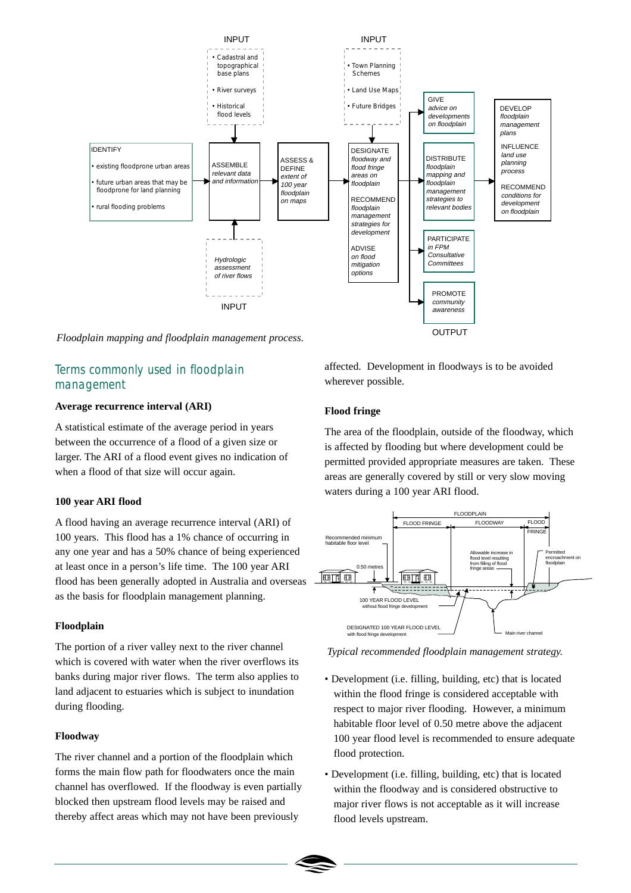INPUT

- Cadastral and topographical base plans
- River surveys
- Historical flood levels

INPUT

- Town Planning Schemes
- Land Use Maps
- Future Bridges

IDENTIFY

- existing floodprone urban areas
- future urban areas that may be floodprone for land planning
- rural flooding problems

ASSEMBLE *relevant data and information*

ASSESS & DEFINE *extent of 100 year floodplain on maps*

DESIGNATE *floodway and flood fringe areas on floodplain*

RECOMMEND *floodplain management strategies for development*

ADVISE *on flood mitigation options*

*Hydrologic assessment of river flows*

INPUT

GIVE *advice on developments on floodplain*

DISTRIBUTE *floodplain mapping and floodplain management strategies to relevant bodies*

PARTICIPATE *in FPM Consultative Committees*

PROMOTE *community awareness*

DEVELOP *floodplain management plans*

INFLUENCE *land use planning process*

RECOMMEND *conditions for development on floodplain*

OUTPUT

*Floodplain mapping and floodplain management process.*

## Terms commonly used in floodplain management

### Average recurrence interval (ARI)

A statistical estimate of the average period in years between the occurrence of a flood of a given size or larger. The ARI of a flood event gives no indication of when a flood of that size will occur again.

### 100 year ARI flood

A flood having an average recurrence interval (ARI) of 100 years. This flood has a 1% chance of occurring in any one year and has a 50% chance of being experienced at least once in a person's life time. The 100 year ARI flood has been generally adopted in Australia and overseas as the basis for floodplain management planning.

### Floodplain

The portion of a river valley next to the river channel which is covered with water when the river overflows its banks during major river flows. The term also applies to land adjacent to estuaries which is subject to inundation during flooding.

### Floodway

The river channel and a portion of the floodplain which forms the main flow path for floodwaters once the main channel has overflowed. If the floodway is even partially blocked then upstream flood levels may be raised and thereby affect areas which may not have been previously affected. Development in floodways is to be avoided wherever possible.

### Flood fringe

The area of the floodplain, outside of the floodway, which is affected by flooding but where development could be permitted provided appropriate measures are taken. These areas are generally covered by still or very slow moving waters during a 100 year ARI flood.

FLOODPLAIN

FLOOD FRINGE | FLOODWAY | FLOOD FRINGE

Recommended minimum habitable floor level

0.50 metres

Allowable increase in flood level resulting from filling of flood fringe areas

Permitted encroachment on floodplain

100 YEAR FLOOD LEVEL without flood fringe development

DESIGNATED 100 YEAR FLOOD LEVEL with flood fringe development

Main river channel

*Typical recommended floodplain management strategy.*

- Development (i.e. filling, building, etc) that is located within the flood fringe is considered acceptable with respect to major river flooding. However, a minimum habitable floor level of 0.50 metre above the adjacent 100 year flood level is recommended to ensure adequate flood protection.
- Development (i.e. filling, building, etc) that is located within the floodway and is considered obstructive to major river flows is not acceptable as it will increase flood levels upstream.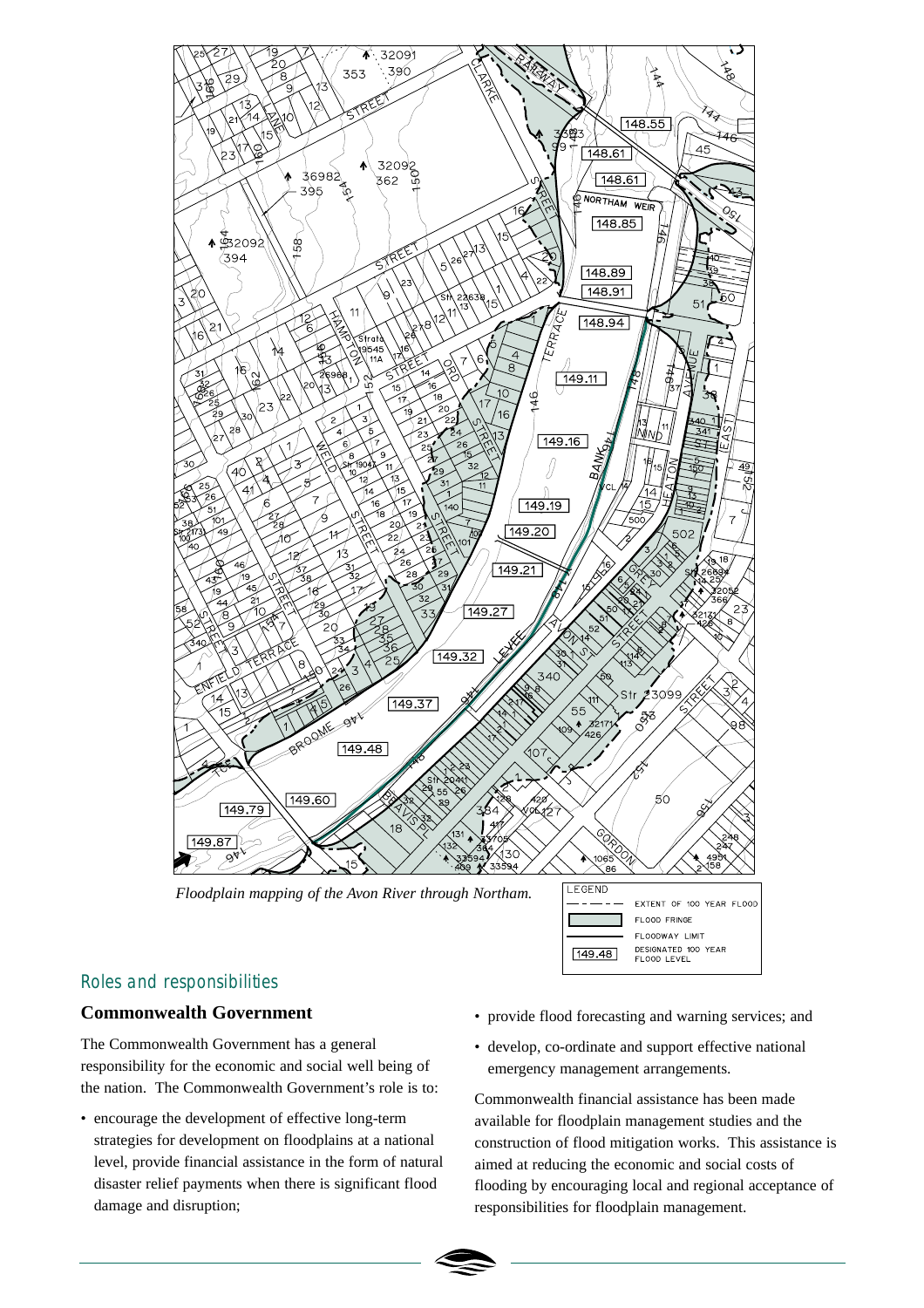*Floodplain mapping of the Avon River through Northam.*

| LEGEND | |
|---|---|
| – – – – – | EXTENT OF 100 YEAR FLOOD |
| (shaded) | FLOOD FRINGE |
| ——— | FLOODWAY LIMIT |
| 149.48 | DESIGNATED 100 YEAR FLOOD LEVEL |

## Roles and responsibilities

### Commonwealth Government

The Commonwealth Government has a general responsibility for the economic and social well being of the nation. The Commonwealth Government's role is to:

- encourage the development of effective long-term strategies for development on floodplains at a national level, provide financial assistance in the form of natural disaster relief payments when there is significant flood damage and disruption;
- provide flood forecasting and warning services; and
- develop, co-ordinate and support effective national emergency management arrangements.

Commonwealth financial assistance has been made available for floodplain management studies and the construction of flood mitigation works. This assistance is aimed at reducing the economic and social costs of flooding by encouraging local and regional acceptance of responsibilities for floodplain management.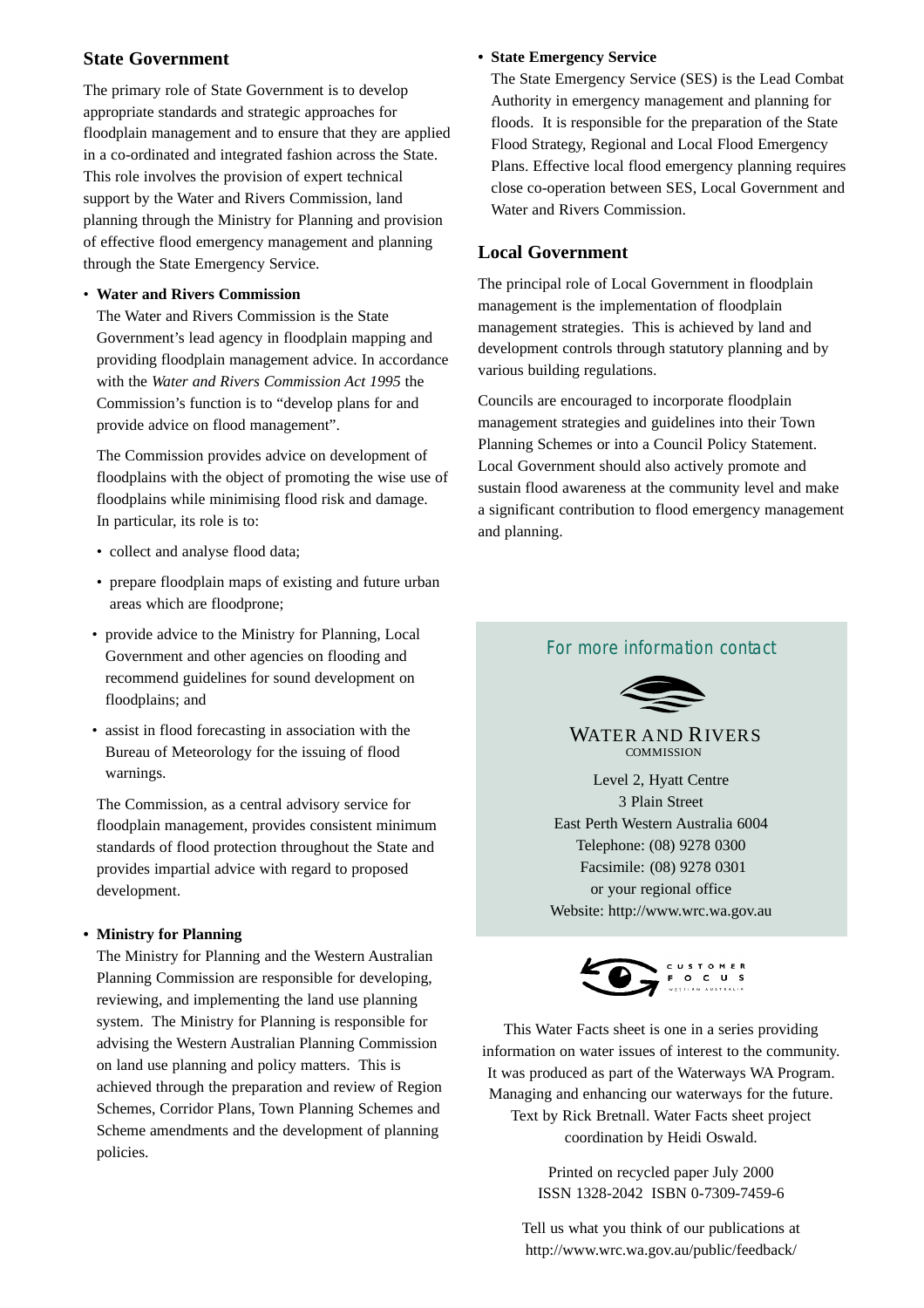## State Government

The primary role of State Government is to develop appropriate standards and strategic approaches for floodplain management and to ensure that they are applied in a co-ordinated and integrated fashion across the State. This role involves the provision of expert technical support by the Water and Rivers Commission, land planning through the Ministry for Planning and provision of effective flood emergency management and planning through the State Emergency Service.

- **Water and Rivers Commission**

  The Water and Rivers Commission is the State Government's lead agency in floodplain mapping and providing floodplain management advice. In accordance with the *Water and Rivers Commission Act 1995* the Commission's function is to "develop plans for and provide advice on flood management".

  The Commission provides advice on development of floodplains with the object of promoting the wise use of floodplains while minimising flood risk and damage. In particular, its role is to:

  - collect and analyse flood data;
  - prepare floodplain maps of existing and future urban areas which are floodprone;
  - provide advice to the Ministry for Planning, Local Government and other agencies on flooding and recommend guidelines for sound development on floodplains; and
  - assist in flood forecasting in association with the Bureau of Meteorology for the issuing of flood warnings.

  The Commission, as a central advisory service for floodplain management, provides consistent minimum standards of flood protection throughout the State and provides impartial advice with regard to proposed development.

- **Ministry for Planning**

  The Ministry for Planning and the Western Australian Planning Commission are responsible for developing, reviewing, and implementing the land use planning system. The Ministry for Planning is responsible for advising the Western Australian Planning Commission on land use planning and policy matters. This is achieved through the preparation and review of Region Schemes, Corridor Plans, Town Planning Schemes and Scheme amendments and the development of planning policies.

- **State Emergency Service**

  The State Emergency Service (SES) is the Lead Combat Authority in emergency management and planning for floods. It is responsible for the preparation of the State Flood Strategy, Regional and Local Flood Emergency Plans. Effective local flood emergency planning requires close co-operation between SES, Local Government and Water and Rivers Commission.

## Local Government

The principal role of Local Government in floodplain management is the implementation of floodplain management strategies. This is achieved by land and development controls through statutory planning and by various building regulations.

Councils are encouraged to incorporate floodplain management strategies and guidelines into their Town Planning Schemes or into a Council Policy Statement. Local Government should also actively promote and sustain flood awareness at the community level and make a significant contribution to flood emergency management and planning.

*For more information contact*

WATER AND RIVERS COMMISSION

Level 2, Hyatt Centre
3 Plain Street
East Perth Western Australia 6004
Telephone: (08) 9278 0300
Facsimile: (08) 9278 0301
or your regional office
Website: http://www.wrc.wa.gov.au

CUSTOMER FOCUS WESTERN AUSTRALIA

This Water Facts sheet is one in a series providing information on water issues of interest to the community. It was produced as part of the Waterways WA Program. Managing and enhancing our waterways for the future. Text by Rick Bretnall. Water Facts sheet project coordination by Heidi Oswald.

Printed on recycled paper July 2000
ISSN 1328-2042 ISBN 0-7309-7459-6

Tell us what you think of our publications at http://www.wrc.wa.gov.au/public/feedback/